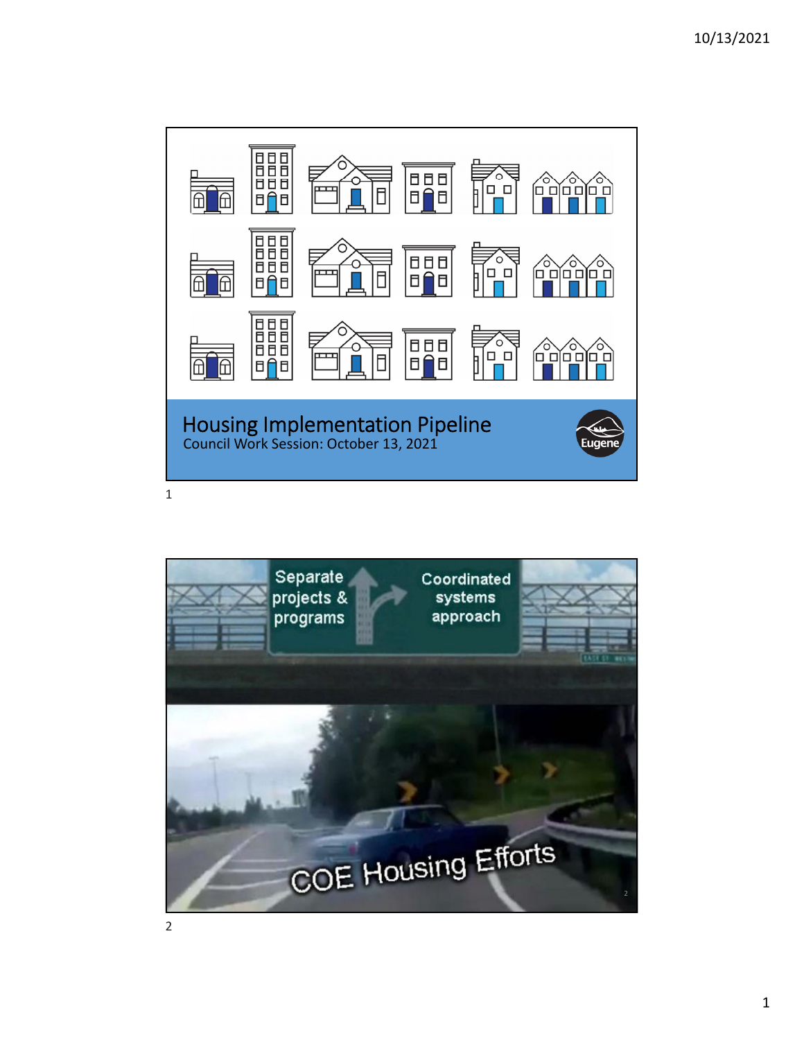# Housing Implementation Pipeline

Council Work Session: October 13, 2021

Eugene

Separate projects & programs

Coordinated systems approach

COE Housing Efforts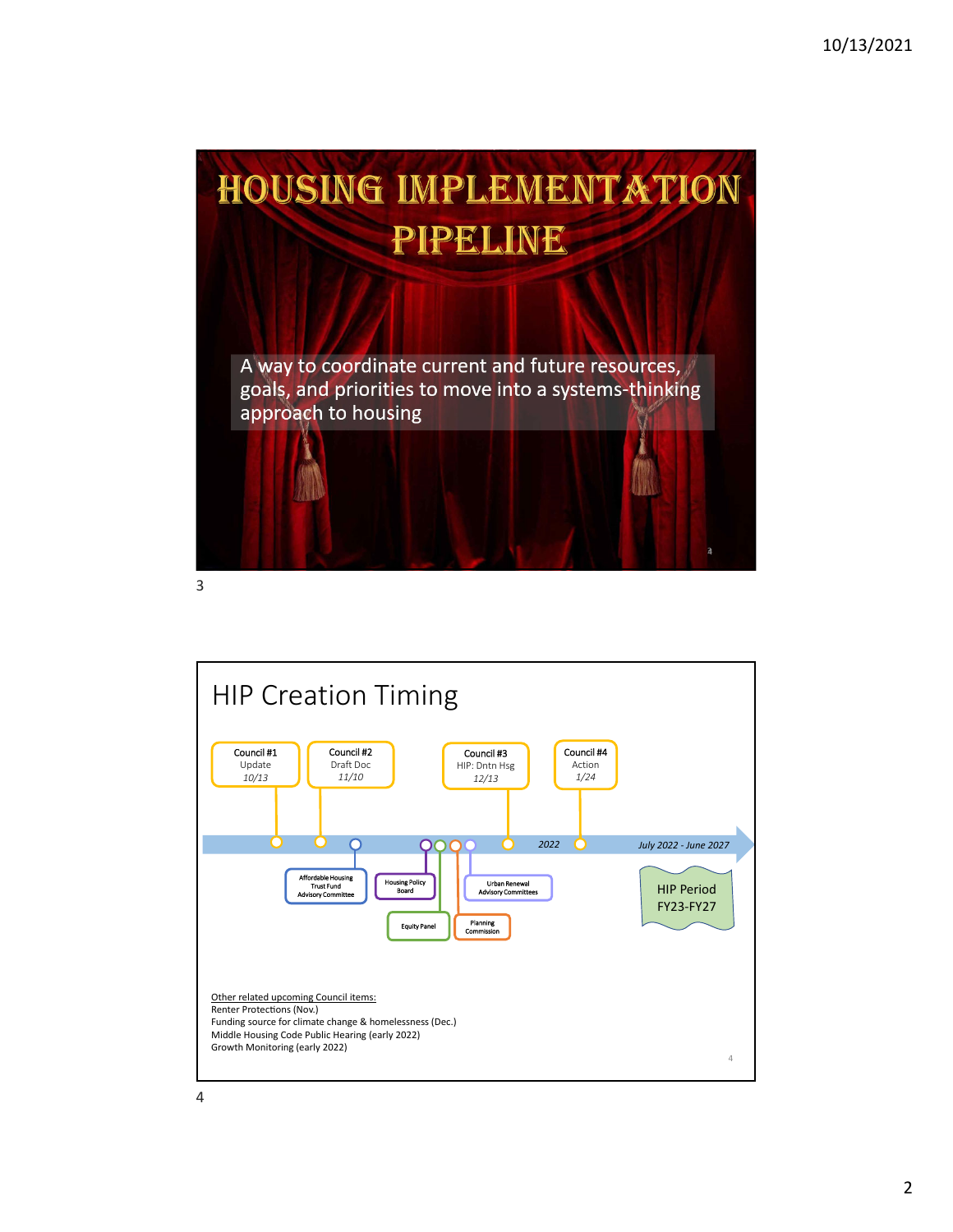# HOUSING IMPLEMENTATION PIPELINE

A way to coordinate current and future resources, goals, and priorities to move into a systems-thinking approach to housing

## HIP Creation Timing

Council #1
Update
*10/13*

Council #2
Draft Doc
*11/10*

Council #3
HIP: Dntn Hsg
*12/13*

Council #4
Action
*1/24*

*2022*

*July 2022 - June 2027*

HIP Period
FY23-FY27

Affordable Housing Trust Fund Advisory Committee

Housing Policy Board

Urban Renewal Advisory Committees

Equity Panel

Planning Commission

Other related upcoming Council items:
Renter Protections (Nov.)
Funding source for climate change & homelessness (Dec.)
Middle Housing Code Public Hearing (early 2022)
Growth Monitoring (early 2022)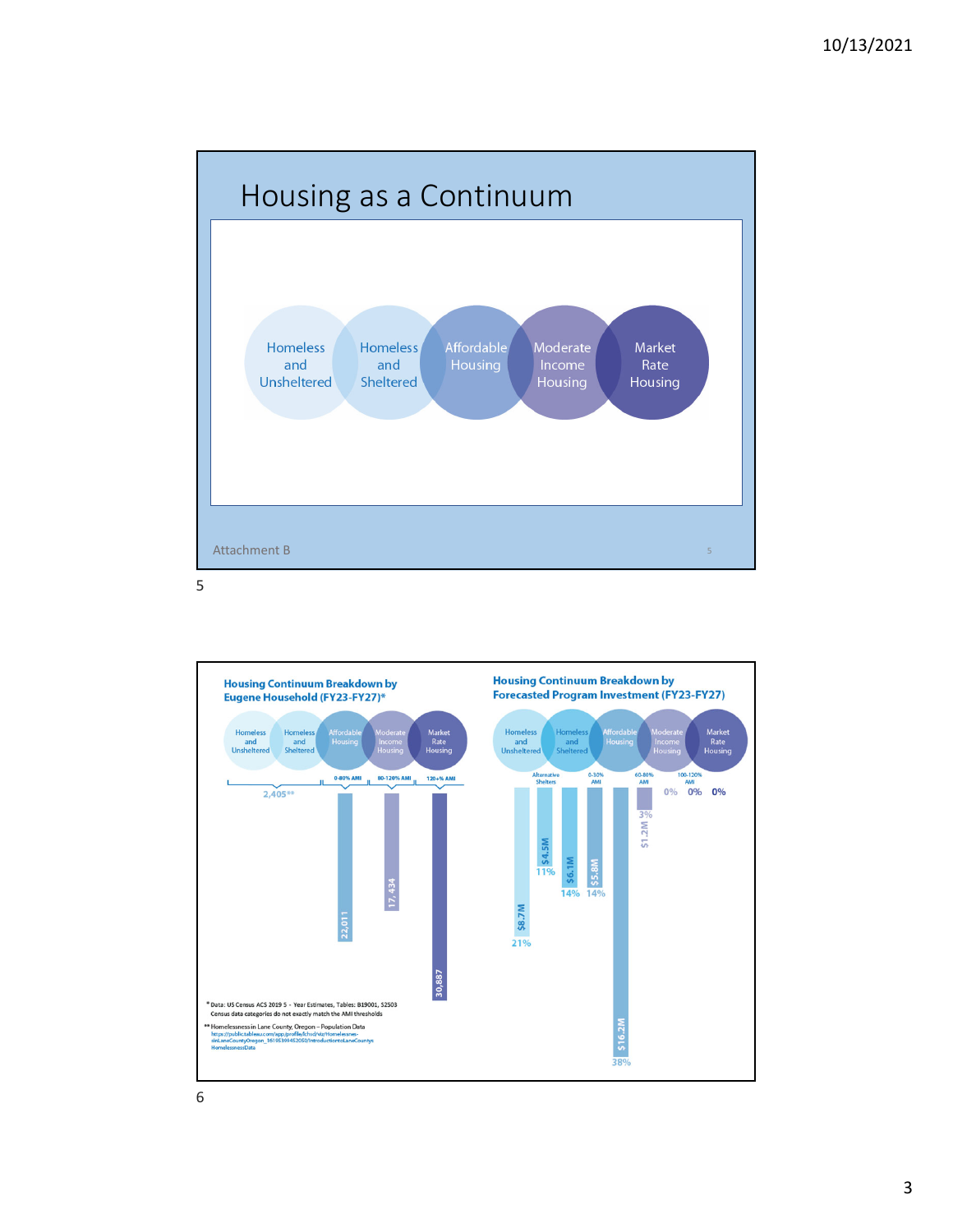## Housing as a Continuum

Homeless and Unsheltered — Homeless and Sheltered — Affordable Housing — Moderate Income Housing — Market Rate Housing

Attachment B

### Housing Continuum Breakdown by Eugene Household (FY23-FY27)*

| Category | Households |
|---|---|
| Homeless and Unsheltered / Homeless and Sheltered | 2,405** |
| Affordable Housing (0-80% AMI) | 22,011 |
| Moderate Income Housing (80-120% AMI) | 17,434 |
| Market Rate Housing (120+% AMI) | 30,887 |

\* Data: US Census ACS 2019 5 - Year Estimates, Tables: B19001, S2503
Census data categories do not exactly match the AMI thresholds

** Homelessness in Lane County, Oregon – Population Data
https://public.tableau.com/app/profile/lchsd/viz/HomelessnessinLaneCountyOregon_16195394452050/IntroductiontoLaneCountysHomelessnessData

### Housing Continuum Breakdown by Forecasted Program Investment (FY23-FY27)

| Category | Investment | Percent |
|---|---|---|
| Homeless and Unsheltered | $8.7M | 21% |
| Alternative Shelters | $4.5M | 11% |
| Homeless and Sheltered | $6.1M | 14% |
| Affordable Housing (0-30% AMI) | $5.8M | 14% |
| Affordable Housing | $16.2M | 38% |
| 60-80% AMI | $1.2M | 3% |
| Moderate Income Housing (100-120% AMI) | | 0% |
| Moderate Income Housing | | 0% |
| Market Rate Housing | | 0% |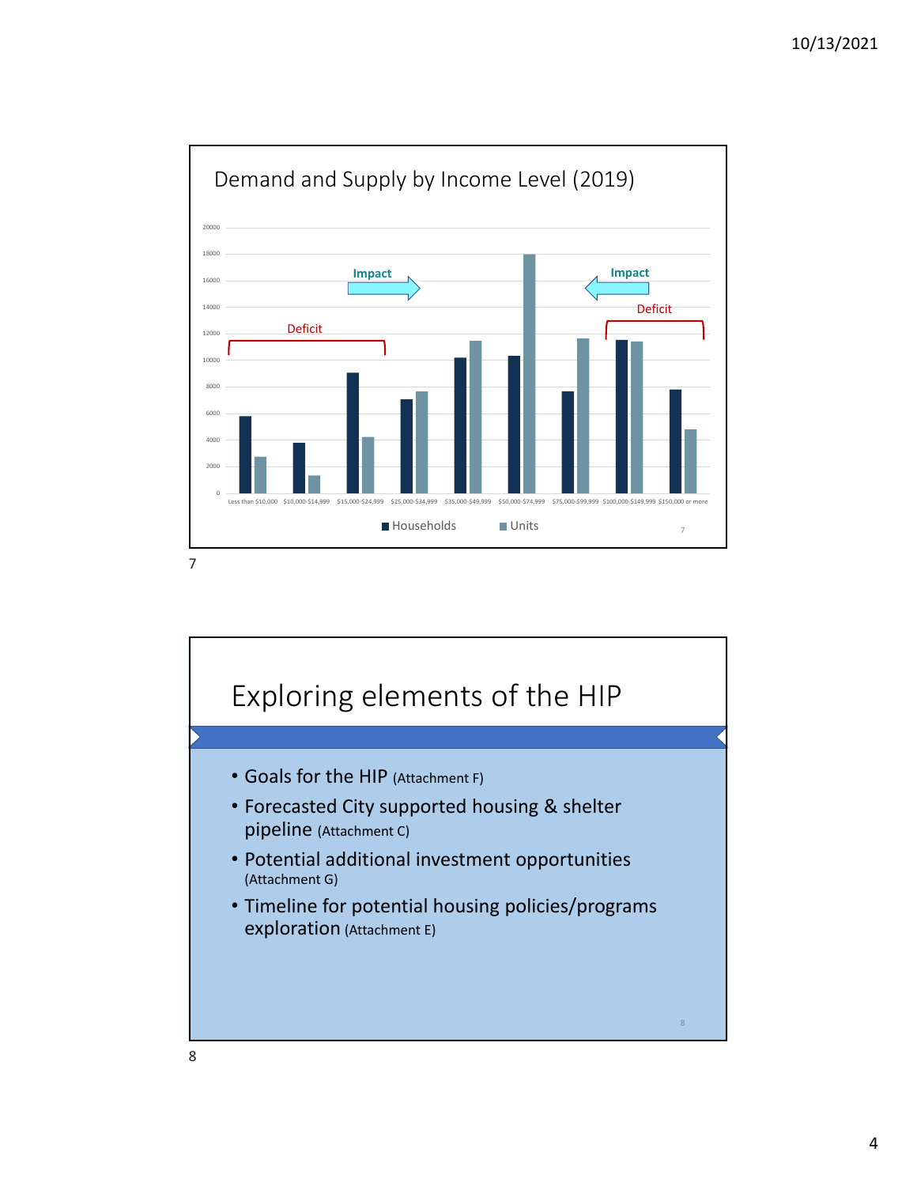## Demand and Supply by Income Level (2019)

| Income Level | Households | Units |
|---|---|---|
| Less than $10,000 | ~5800 | ~2700 |
| $10,000-$14,999 | ~3800 | ~1300 |
| $15,000-$24,999 | ~9100 | ~4200 |
| $25,000-$34,999 | ~7100 | ~7700 |
| $35,000-$49,999 | ~10200 | ~11500 |
| $50,000-$74,999 | ~10400 | ~18000 |
| $75,000-$99,999 | ~7700 | ~11700 |
| $100,000-$149,999 | ~11600 | ~11400 |
| $150,000 or more | ~7800 | ~4800 |

Deficit (Less than $10,000 through $15,000-$24,999) — Impact →

Deficit ($100,000-$149,999 through $150,000 or more) — ← Impact

## Exploring elements of the HIP

- Goals for the HIP (Attachment F)
- Forecasted City supported housing & shelter pipeline (Attachment C)
- Potential additional investment opportunities (Attachment G)
- Timeline for potential housing policies/programs exploration (Attachment E)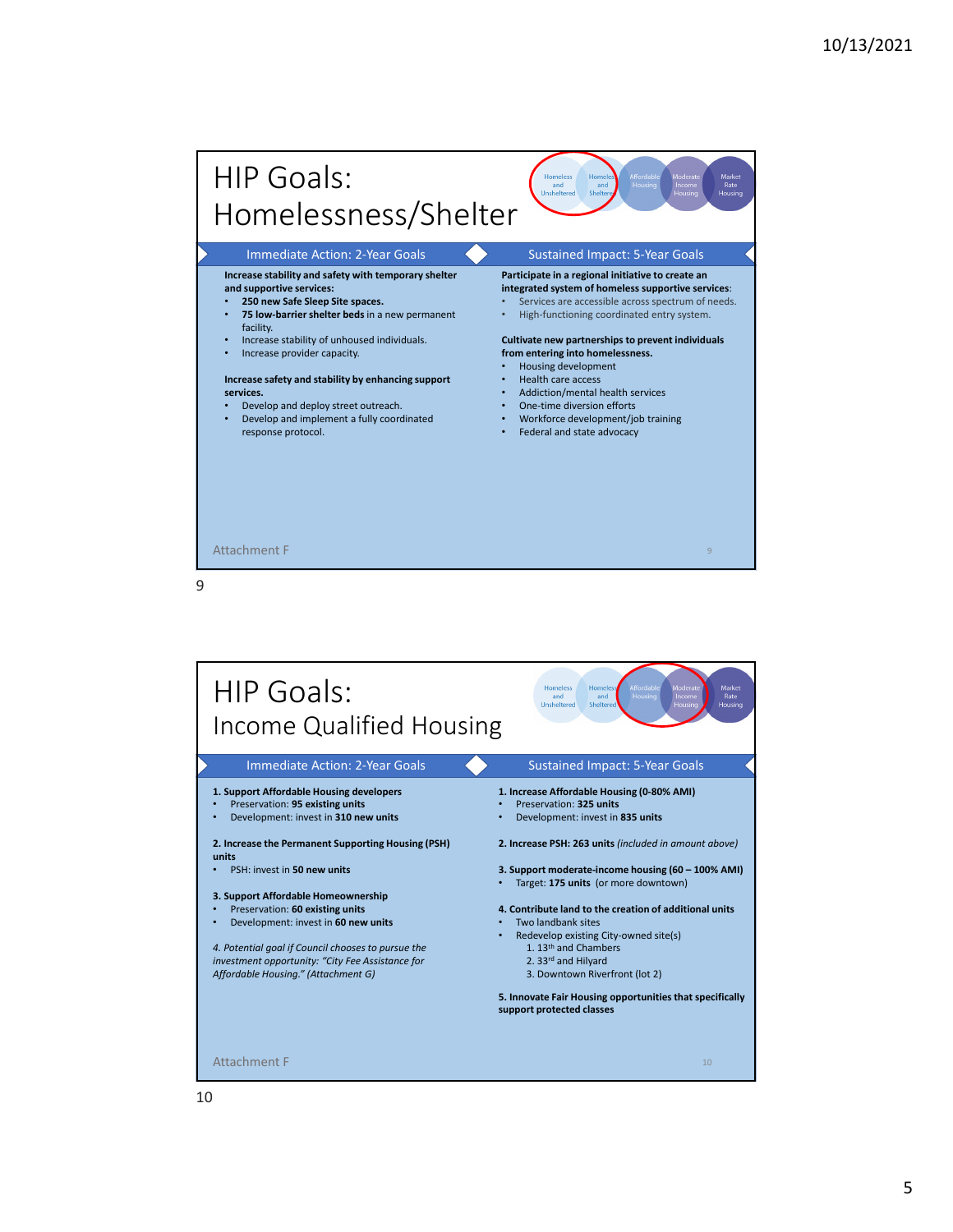# HIP Goals: Homelessness/Shelter

Homeless and Unsheltered | Homeless and Sheltered | Affordable Housing | Moderate Income Housing | Market Rate Housing

## Immediate Action: 2-Year Goals

**Increase stability and safety with temporary shelter and supportive services:**

- **250 new Safe Sleep Site spaces.**
- **75 low-barrier shelter beds** in a new permanent facility.
- Increase stability of unhoused individuals.
- Increase provider capacity.

**Increase safety and stability by enhancing support services.**

- Develop and deploy street outreach.
- Develop and implement a fully coordinated response protocol.

## Sustained Impact: 5-Year Goals

**Participate in a regional initiative to create an integrated system of homeless supportive services:**

- Services are accessible across spectrum of needs.
- High-functioning coordinated entry system.

**Cultivate new partnerships to prevent individuals from entering into homelessness.**

- Housing development
- Health care access
- Addiction/mental health services
- One-time diversion efforts
- Workforce development/job training
- Federal and state advocacy

Attachment F

# HIP Goals: Income Qualified Housing

Homeless and Unsheltered | Homeless and Sheltered | Affordable Housing | Moderate Income Housing | Market Rate Housing

## Immediate Action: 2-Year Goals

**1. Support Affordable Housing developers**

- Preservation: **95 existing units**
- Development: invest in **310 new units**

**2. Increase the Permanent Supporting Housing (PSH) units**

- PSH: invest in **50 new units**

**3. Support Affordable Homeownership**

- Preservation: **60 existing units**
- Development: invest in **60 new units**

*4. Potential goal if Council chooses to pursue the investment opportunity: "City Fee Assistance for Affordable Housing." (Attachment G)*

## Sustained Impact: 5-Year Goals

**1. Increase Affordable Housing (0-80% AMI)**

- Preservation: **325 units**
- Development: invest in **835 units**

**2. Increase PSH: 263 units** *(included in amount above)*

**3. Support moderate-income housing (60 – 100% AMI)**

- Target: **175 units** (or more downtown)

**4. Contribute land to the creation of additional units**

- Two landbank sites
- Redevelop existing City-owned site(s)
  1. 13th and Chambers
  2. 33rd and Hilyard
  3. Downtown Riverfront (lot 2)

**5. Innovate Fair Housing opportunities that specifically support protected classes**

Attachment F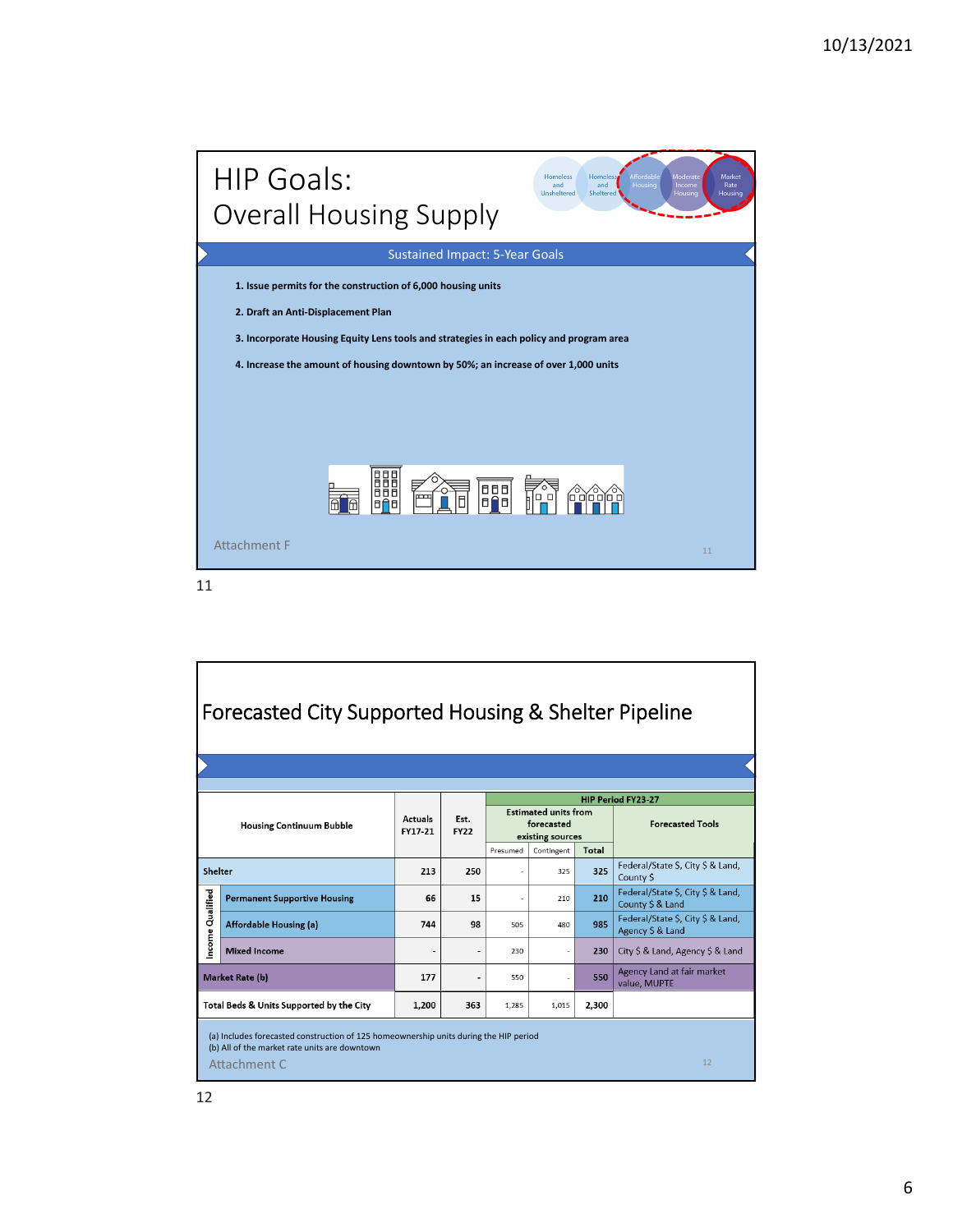# HIP Goals: Overall Housing Supply

Homeless and Unsheltered | Homeless and Sheltered | Affordable Housing | Moderate Income Housing | Market Rate Housing

## Sustained Impact: 5-Year Goals

1. **Issue permits for the construction of 6,000 housing units**
2. **Draft an Anti-Displacement Plan**
3. **Incorporate Housing Equity Lens tools and strategies in each policy and program area**
4. **Increase the amount of housing downtown by 50%; an increase of over 1,000 units**

Attachment F

# Forecasted City Supported Housing & Shelter Pipeline

| Housing Continuum Bubble | | Actuals FY17-21 | Est. FY22 | HIP Period FY23-27 | | | |
|---|---|---|---|---|---|---|---|
| | | | | Estimated units from forecasted existing sources | | | Forecasted Tools |
| | | | | Presumed | Contingent | Total | |
| Shelter | | 213 | 250 | - | 325 | 325 | Federal/State $, City $ & Land, County $ |
| Income Qualified | Permanent Supportive Housing | 66 | 15 | - | 210 | 210 | Federal/State $, City $ & Land, County $ & Land |
| | Affordable Housing (a) | 744 | 98 | 505 | 480 | 985 | Federal/State $, City $ & Land, Agency $ & Land |
| | Mixed Income | - | - | 230 | - | 230 | City $ & Land, Agency $ & Land |
| Market Rate (b) | | 177 | - | 550 | - | 550 | Agency Land at fair market value, MUPTE |
| Total Beds & Units Supported by the City | | 1,200 | 363 | 1,285 | 1,015 | 2,300 | |

(a) Includes forecasted construction of 125 homeownership units during the HIP period
(b) All of the market rate units are downtown

Attachment C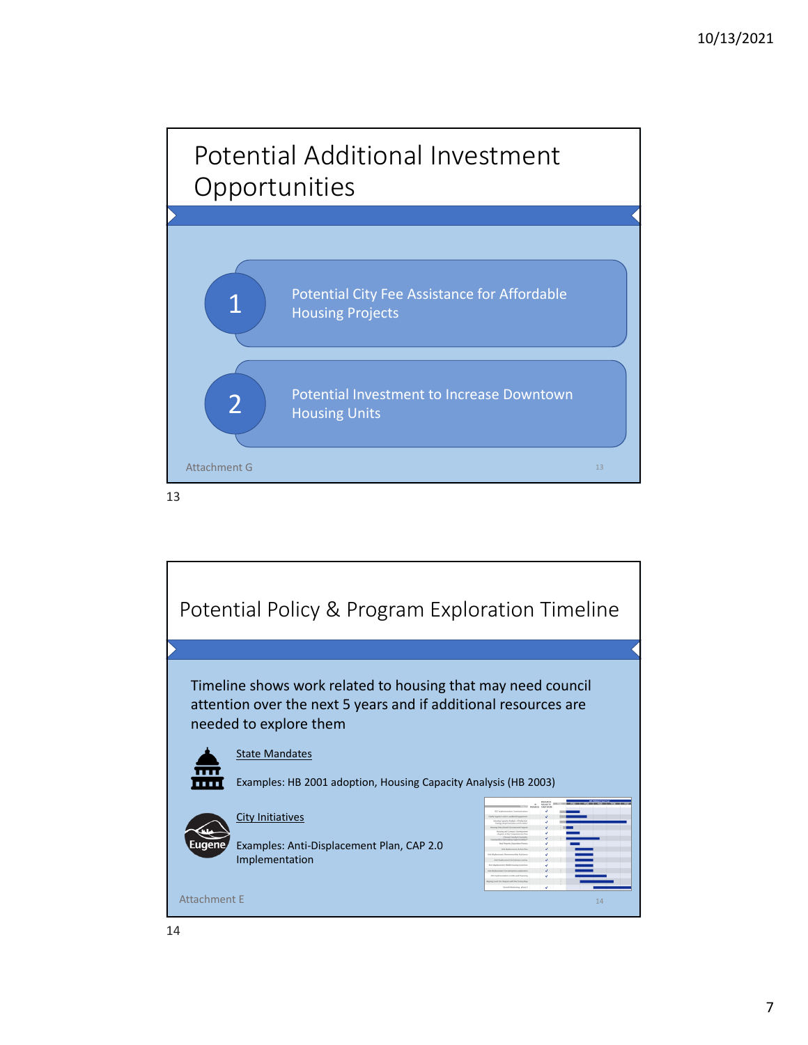## Potential Additional Investment Opportunities

1. Potential City Fee Assistance for Affordable Housing Projects
2. Potential Investment to Increase Downtown Housing Units

Attachment G

## Potential Policy & Program Exploration Timeline

Timeline shows work related to housing that may need council attention over the next 5 years and if additional resources are needed to explore them

State Mandates

Examples: HB 2001 adoption, Housing Capacity Analysis (HB 2003)

City Initiatives

Examples: Anti-Displacement Plan, CAP 2.0 Implementation

Attachment E